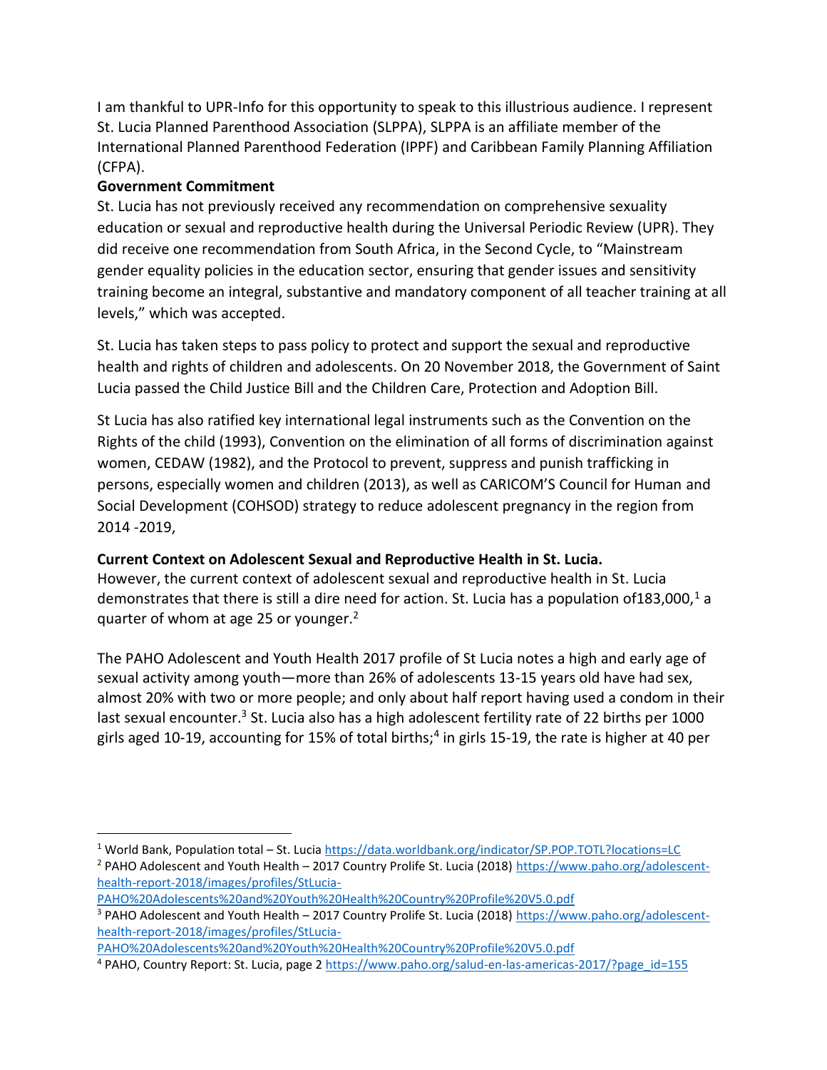I am thankful to UPR-Info for this opportunity to speak to this illustrious audience. I represent St. Lucia Planned Parenthood Association (SLPPA), SLPPA is an affiliate member of the International Planned Parenthood Federation (IPPF) and Caribbean Family Planning Affiliation (CFPA).

**Government Commitment**

St. Lucia has not previously received any recommendation on comprehensive sexuality education or sexual and reproductive health during the Universal Periodic Review (UPR). They did receive one recommendation from South Africa, in the Second Cycle, to "Mainstream gender equality policies in the education sector, ensuring that gender issues and sensitivity training become an integral, substantive and mandatory component of all teacher training at all levels," which was accepted.

St. Lucia has taken steps to pass policy to protect and support the sexual and reproductive health and rights of children and adolescents. On 20 November 2018, the Government of Saint Lucia passed the Child Justice Bill and the Children Care, Protection and Adoption Bill.

St Lucia has also ratified key international legal instruments such as the Convention on the Rights of the child (1993), Convention on the elimination of all forms of discrimination against women, CEDAW (1982), and the Protocol to prevent, suppress and punish trafficking in persons, especially women and children (2013), as well as CARICOM'S Council for Human and Social Development (COHSOD) strategy to reduce adolescent pregnancy in the region from 2014 -2019,

**Current Context on Adolescent Sexual and Reproductive Health in St. Lucia.**

However, the current context of adolescent sexual and reproductive health in St. Lucia demonstrates that there is still a dire need for action. St. Lucia has a population of183,000,[1] a quarter of whom at age 25 or younger.[2]

The PAHO Adolescent and Youth Health 2017 profile of St Lucia notes a high and early age of sexual activity among youth—more than 26% of adolescents 13-15 years old have had sex, almost 20% with two or more people; and only about half report having used a condom in their last sexual encounter.[3] St. Lucia also has a high adolescent fertility rate of 22 births per 1000 girls aged 10-19, accounting for 15% of total births;[4] in girls 15-19, the rate is higher at 40 per

---

[1] World Bank, Population total – St. Lucia https://data.worldbank.org/indicator/SP.POP.TOTL?locations=LC

[2] PAHO Adolescent and Youth Health – 2017 Country Prolife St. Lucia (2018) https://www.paho.org/adolescent-health-report-2018/images/profiles/StLucia-PAHO%20Adolescents%20and%20Youth%20Health%20Country%20Profile%20V5.0.pdf

[3] PAHO Adolescent and Youth Health – 2017 Country Prolife St. Lucia (2018) https://www.paho.org/adolescent-health-report-2018/images/profiles/StLucia-PAHO%20Adolescents%20and%20Youth%20Health%20Country%20Profile%20V5.0.pdf

[4] PAHO, Country Report: St. Lucia, page 2 https://www.paho.org/salud-en-las-americas-2017/?page_id=155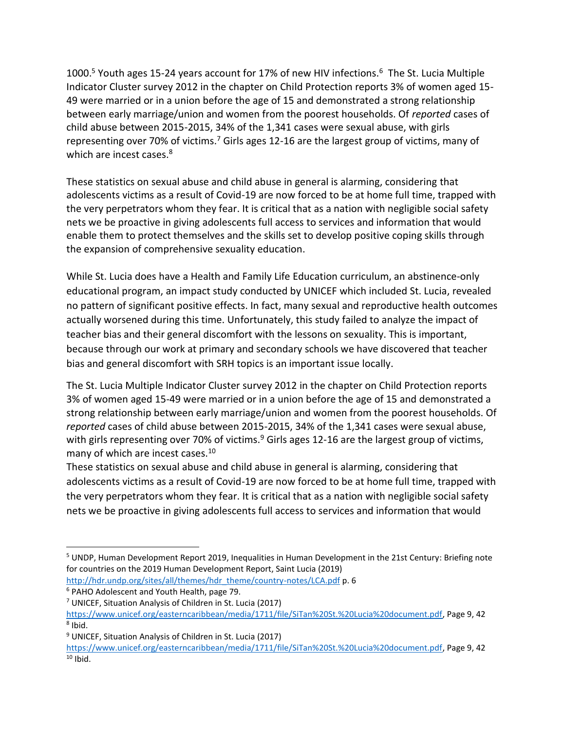1000.[5] Youth ages 15-24 years account for 17% of new HIV infections.[6] The St. Lucia Multiple Indicator Cluster survey 2012 in the chapter on Child Protection reports 3% of women aged 15-49 were married or in a union before the age of 15 and demonstrated a strong relationship between early marriage/union and women from the poorest households. Of *reported* cases of child abuse between 2015-2015, 34% of the 1,341 cases were sexual abuse, with girls representing over 70% of victims.[7] Girls ages 12-16 are the largest group of victims, many of which are incest cases.[8]

These statistics on sexual abuse and child abuse in general is alarming, considering that adolescents victims as a result of Covid-19 are now forced to be at home full time, trapped with the very perpetrators whom they fear. It is critical that as a nation with negligible social safety nets we be proactive in giving adolescents full access to services and information that would enable them to protect themselves and the skills set to develop positive coping skills through the expansion of comprehensive sexuality education.

While St. Lucia does have a Health and Family Life Education curriculum, an abstinence-only educational program, an impact study conducted by UNICEF which included St. Lucia, revealed no pattern of significant positive effects. In fact, many sexual and reproductive health outcomes actually worsened during this time. Unfortunately, this study failed to analyze the impact of teacher bias and their general discomfort with the lessons on sexuality. This is important, because through our work at primary and secondary schools we have discovered that teacher bias and general discomfort with SRH topics is an important issue locally.

The St. Lucia Multiple Indicator Cluster survey 2012 in the chapter on Child Protection reports 3% of women aged 15-49 were married or in a union before the age of 15 and demonstrated a strong relationship between early marriage/union and women from the poorest households. Of *reported* cases of child abuse between 2015-2015, 34% of the 1,341 cases were sexual abuse, with girls representing over 70% of victims.[9] Girls ages 12-16 are the largest group of victims, many of which are incest cases.[10]

These statistics on sexual abuse and child abuse in general is alarming, considering that adolescents victims as a result of Covid-19 are now forced to be at home full time, trapped with the very perpetrators whom they fear. It is critical that as a nation with negligible social safety nets we be proactive in giving adolescents full access to services and information that would

---

[5] UNDP, Human Development Report 2019, Inequalities in Human Development in the 21st Century: Briefing note for countries on the 2019 Human Development Report, Saint Lucia (2019) http://hdr.undp.org/sites/all/themes/hdr_theme/country-notes/LCA.pdf p. 6

[6] PAHO Adolescent and Youth Health, page 79.

[7] UNICEF, Situation Analysis of Children in St. Lucia (2017) https://www.unicef.org/easterncaribbean/media/1711/file/SiTan%20St.%20Lucia%20document.pdf, Page 9, 42

[8] Ibid.

[9] UNICEF, Situation Analysis of Children in St. Lucia (2017) https://www.unicef.org/easterncaribbean/media/1711/file/SiTan%20St.%20Lucia%20document.pdf, Page 9, 42

[10] Ibid.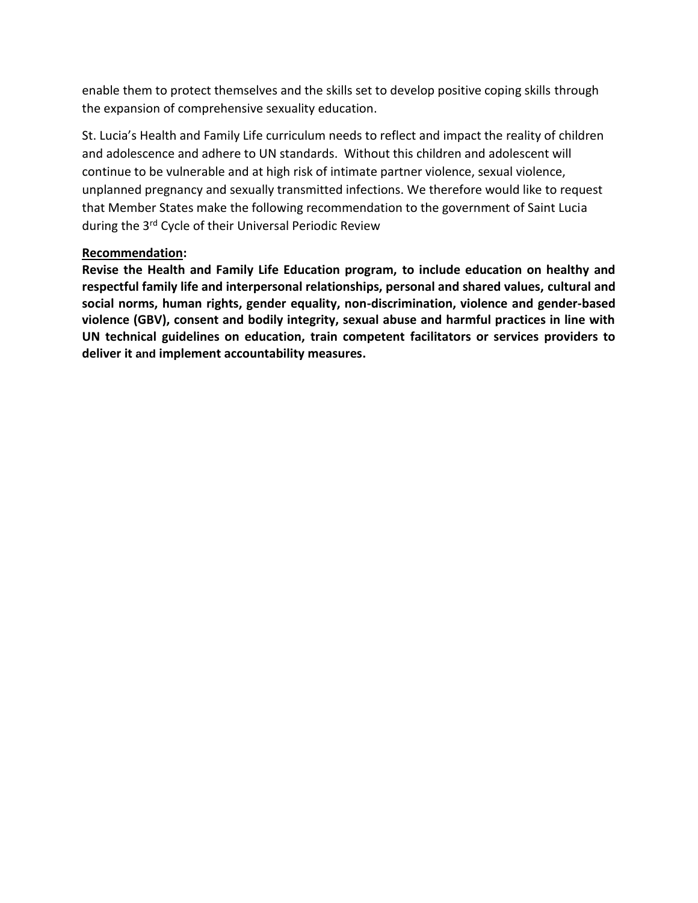enable them to protect themselves and the skills set to develop positive coping skills through the expansion of comprehensive sexuality education.

St. Lucia's Health and Family Life curriculum needs to reflect and impact the reality of children and adolescence and adhere to UN standards. Without this children and adolescent will continue to be vulnerable and at high risk of intimate partner violence, sexual violence, unplanned pregnancy and sexually transmitted infections. We therefore would like to request that Member States make the following recommendation to the government of Saint Lucia during the 3rd Cycle of their Universal Periodic Review

**Recommendation:**

**Revise the Health and Family Life Education program, to include education on healthy and respectful family life and interpersonal relationships, personal and shared values, cultural and social norms, human rights, gender equality, non-discrimination, violence and gender-based violence (GBV), consent and bodily integrity, sexual abuse and harmful practices in line with UN technical guidelines on education, train competent facilitators or services providers to deliver it and implement accountability measures.**